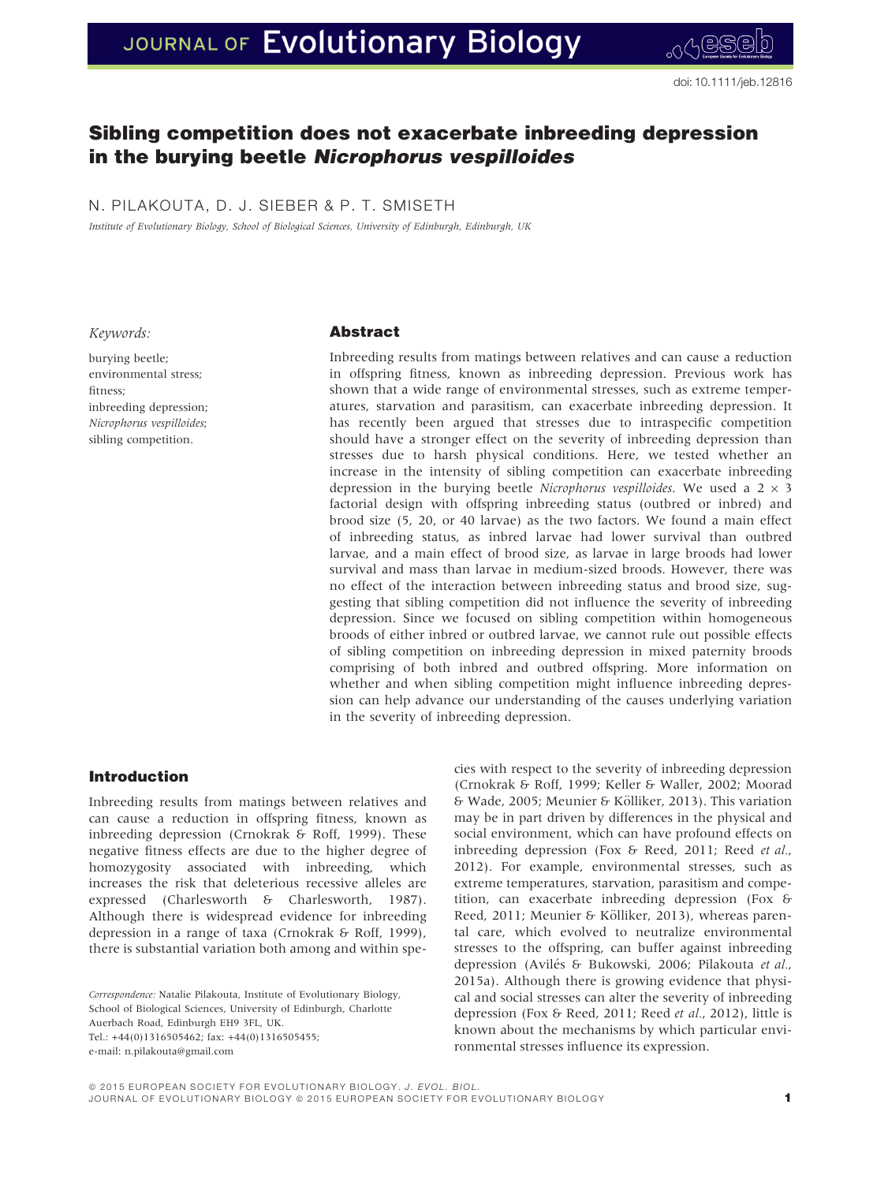doi: 10.1111/jeb.12816

# Sibling competition does not exacerbate inbreeding depression in the burying beetle *Nicrophorus vespilloides*

N. PILAKOUTA, D. J. SIEBER & P. T. SMISETH

*Institute of Evolutionary Biology, School of Biological Sciences, University of Edinburgh, Edinburgh, UK*

*Keywords:*

burying beetle;
environmental stress;
fitness;
inbreeding depression;
*Nicrophorus vespilloides*;
sibling competition.

## Abstract

Inbreeding results from matings between relatives and can cause a reduction in offspring fitness, known as inbreeding depression. Previous work has shown that a wide range of environmental stresses, such as extreme temperatures, starvation and parasitism, can exacerbate inbreeding depression. It has recently been argued that stresses due to intraspecific competition should have a stronger effect on the severity of inbreeding depression than stresses due to harsh physical conditions. Here, we tested whether an increase in the intensity of sibling competition can exacerbate inbreeding depression in the burying beetle *Nicrophorus vespilloides*. We used a 2 × 3 factorial design with offspring inbreeding status (outbred or inbred) and brood size (5, 20, or 40 larvae) as the two factors. We found a main effect of inbreeding status, as inbred larvae had lower survival than outbred larvae, and a main effect of brood size, as larvae in large broods had lower survival and mass than larvae in medium-sized broods. However, there was no effect of the interaction between inbreeding status and brood size, suggesting that sibling competition did not influence the severity of inbreeding depression. Since we focused on sibling competition within homogeneous broods of either inbred or outbred larvae, we cannot rule out possible effects of sibling competition on inbreeding depression in mixed paternity broods comprising of both inbred and outbred offspring. More information on whether and when sibling competition might influence inbreeding depression can help advance our understanding of the causes underlying variation in the severity of inbreeding depression.

## Introduction

Inbreeding results from matings between relatives and can cause a reduction in offspring fitness, known as inbreeding depression (Crnokrak & Roff, 1999). These negative fitness effects are due to the higher degree of homozygosity associated with inbreeding, which increases the risk that deleterious recessive alleles are expressed (Charlesworth & Charlesworth, 1987). Although there is widespread evidence for inbreeding depression in a range of taxa (Crnokrak & Roff, 1999), there is substantial variation both among and within species with respect to the severity of inbreeding depression (Crnokrak & Roff, 1999; Keller & Waller, 2002; Moorad & Wade, 2005; Meunier & Kölliker, 2013). This variation may be in part driven by differences in the physical and social environment, which can have profound effects on inbreeding depression (Fox & Reed, 2011; Reed *et al.*, 2012). For example, environmental stresses, such as extreme temperatures, starvation, parasitism and competition, can exacerbate inbreeding depression (Fox & Reed, 2011; Meunier & Kölliker, 2013), whereas parental care, which evolved to neutralize environmental stresses to the offspring, can buffer against inbreeding depression (Avilés & Bukowski, 2006; Pilakouta *et al.*, 2015a). Although there is growing evidence that physical and social stresses can alter the severity of inbreeding depression (Fox & Reed, 2011; Reed *et al.*, 2012), little is known about the mechanisms by which particular environmental stresses influence its expression.

*Correspondence:* Natalie Pilakouta, Institute of Evolutionary Biology, School of Biological Sciences, University of Edinburgh, Charlotte Auerbach Road, Edinburgh EH9 3FL, UK.
Tel.: +44(0)1316505462; fax: +44(0)1316505455;
e-mail: n.pilakouta@gmail.com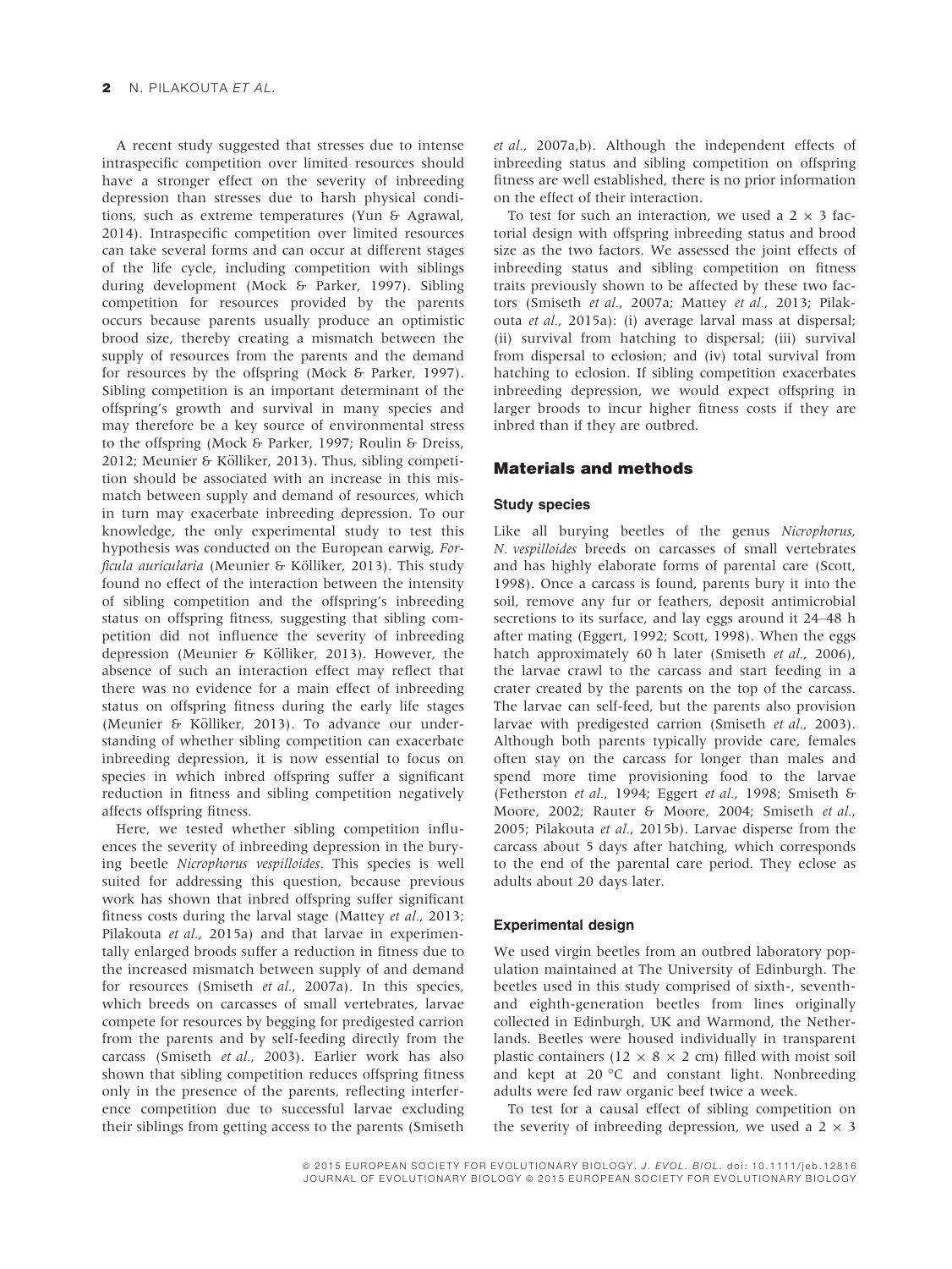A recent study suggested that stresses due to intense intraspecific competition over limited resources should have a stronger effect on the severity of inbreeding depression than stresses due to harsh physical conditions, such as extreme temperatures (Yun & Agrawal, 2014). Intraspecific competition over limited resources can take several forms and can occur at different stages of the life cycle, including competition with siblings during development (Mock & Parker, 1997). Sibling competition for resources provided by the parents occurs because parents usually produce an optimistic brood size, thereby creating a mismatch between the supply of resources from the parents and the demand for resources by the offspring (Mock & Parker, 1997). Sibling competition is an important determinant of the offspring's growth and survival in many species and may therefore be a key source of environmental stress to the offspring (Mock & Parker, 1997; Roulin & Dreiss, 2012; Meunier & Kölliker, 2013). Thus, sibling competition should be associated with an increase in this mismatch between supply and demand of resources, which in turn may exacerbate inbreeding depression. To our knowledge, the only experimental study to test this hypothesis was conducted on the European earwig, *Forficula auricularia* (Meunier & Kölliker, 2013). This study found no effect of the interaction between the intensity of sibling competition and the offspring's inbreeding status on offspring fitness, suggesting that sibling competition did not influence the severity of inbreeding depression (Meunier & Kölliker, 2013). However, the absence of such an interaction effect may reflect that there was no evidence for a main effect of inbreeding status on offspring fitness during the early life stages (Meunier & Kölliker, 2013). To advance our understanding of whether sibling competition can exacerbate inbreeding depression, it is now essential to focus on species in which inbred offspring suffer a significant reduction in fitness and sibling competition negatively affects offspring fitness.

Here, we tested whether sibling competition influences the severity of inbreeding depression in the burying beetle *Nicrophorus vespilloides*. This species is well suited for addressing this question, because previous work has shown that inbred offspring suffer significant fitness costs during the larval stage (Mattey *et al.*, 2013; Pilakouta *et al.*, 2015a) and that larvae in experimentally enlarged broods suffer a reduction in fitness due to the increased mismatch between supply of and demand for resources (Smiseth *et al.*, 2007a). In this species, which breeds on carcasses of small vertebrates, larvae compete for resources by begging for predigested carrion from the parents and by self-feeding directly from the carcass (Smiseth *et al.*, 2003). Earlier work has also shown that sibling competition reduces offspring fitness only in the presence of the parents, reflecting interference competition due to successful larvae excluding their siblings from getting access to the parents (Smiseth *et al.*, 2007a,b). Although the independent effects of inbreeding status and sibling competition on offspring fitness are well established, there is no prior information on the effect of their interaction.

To test for such an interaction, we used a 2 × 3 factorial design with offspring inbreeding status and brood size as the two factors. We assessed the joint effects of inbreeding status and sibling competition on fitness traits previously shown to be affected by these two factors (Smiseth *et al.*, 2007a; Mattey *et al.*, 2013; Pilakouta *et al.*, 2015a): (i) average larval mass at dispersal; (ii) survival from hatching to dispersal; (iii) survival from dispersal to eclosion; and (iv) total survival from hatching to eclosion. If sibling competition exacerbates inbreeding depression, we would expect offspring in larger broods to incur higher fitness costs if they are inbred than if they are outbred.

## Materials and methods

### Study species

Like all burying beetles of the genus *Nicrophorus*, *N. vespilloides* breeds on carcasses of small vertebrates and has highly elaborate forms of parental care (Scott, 1998). Once a carcass is found, parents bury it into the soil, remove any fur or feathers, deposit antimicrobial secretions to its surface, and lay eggs around it 24–48 h after mating (Eggert, 1992; Scott, 1998). When the eggs hatch approximately 60 h later (Smiseth *et al.*, 2006), the larvae crawl to the carcass and start feeding in a crater created by the parents on the top of the carcass. The larvae can self-feed, but the parents also provision larvae with predigested carrion (Smiseth *et al.*, 2003). Although both parents typically provide care, females often stay on the carcass for longer than males and spend more time provisioning food to the larvae (Fetherston *et al.*, 1994; Eggert *et al.*, 1998; Smiseth & Moore, 2002; Rauter & Moore, 2004; Smiseth *et al.*, 2005; Pilakouta *et al.*, 2015b). Larvae disperse from the carcass about 5 days after hatching, which corresponds to the end of the parental care period. They eclose as adults about 20 days later.

### Experimental design

We used virgin beetles from an outbred laboratory population maintained at The University of Edinburgh. The beetles used in this study comprised of sixth-, seventh- and eighth-generation beetles from lines originally collected in Edinburgh, UK and Warmond, the Netherlands. Beetles were housed individually in transparent plastic containers (12 × 8 × 2 cm) filled with moist soil and kept at 20 °C and constant light. Nonbreeding adults were fed raw organic beef twice a week.

To test for a causal effect of sibling competition on the severity of inbreeding depression, we used a 2 × 3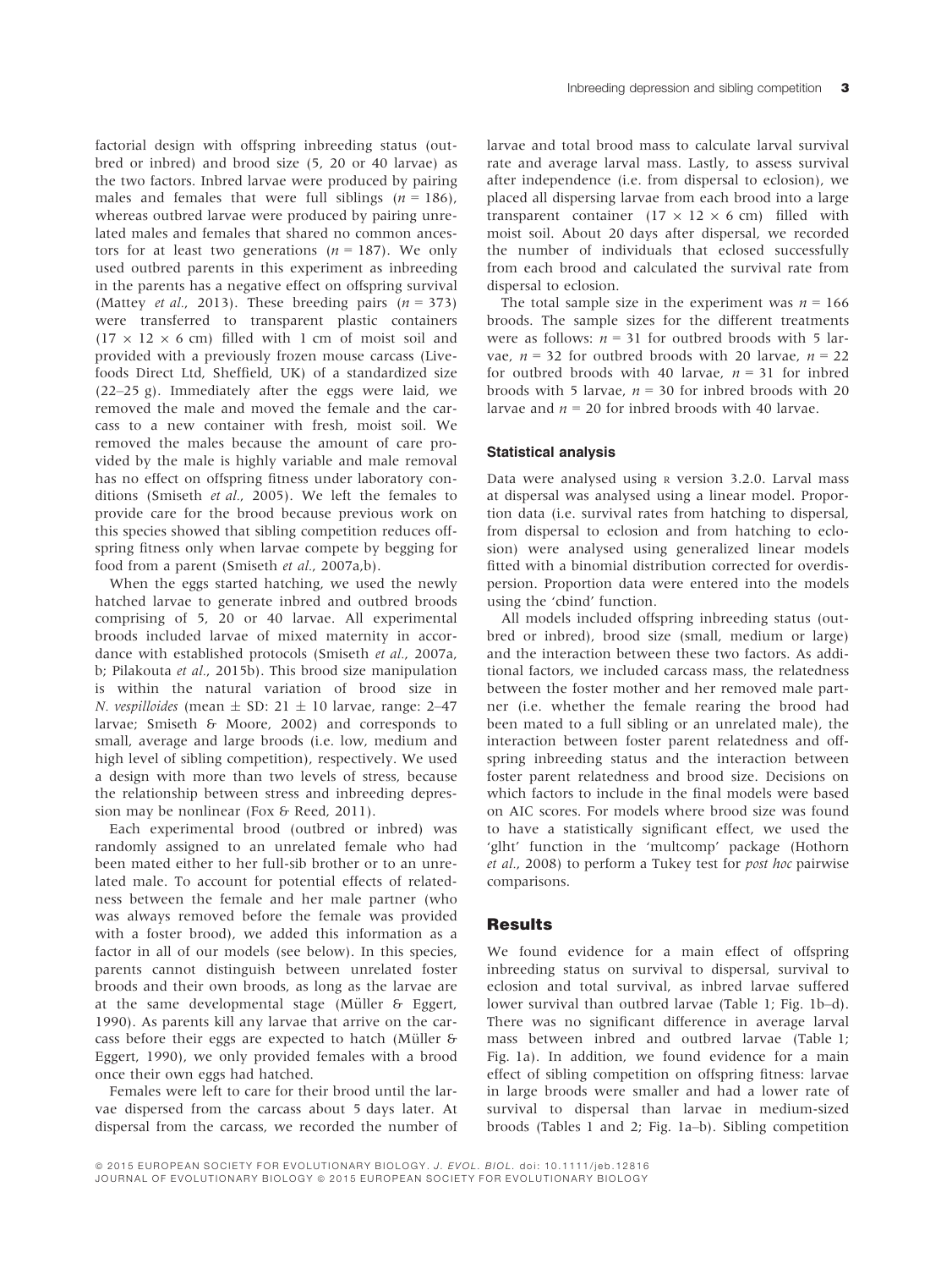factorial design with offspring inbreeding status (outbred or inbred) and brood size (5, 20 or 40 larvae) as the two factors. Inbred larvae were produced by pairing males and females that were full siblings ($n = 186$), whereas outbred larvae were produced by pairing unrelated males and females that shared no common ancestors for at least two generations ($n = 187$). We only used outbred parents in this experiment as inbreeding in the parents has a negative effect on offspring survival (Mattey *et al.*, 2013). These breeding pairs ($n = 373$) were transferred to transparent plastic containers ($17 \times 12 \times 6$ cm) filled with 1 cm of moist soil and provided with a previously frozen mouse carcass (Livefoods Direct Ltd, Sheffield, UK) of a standardized size (22–25 g). Immediately after the eggs were laid, we removed the male and moved the female and the carcass to a new container with fresh, moist soil. We removed the males because the amount of care provided by the male is highly variable and male removal has no effect on offspring fitness under laboratory conditions (Smiseth *et al.*, 2005). We left the females to provide care for the brood because previous work on this species showed that sibling competition reduces offspring fitness only when larvae compete by begging for food from a parent (Smiseth *et al.*, 2007a,b).

When the eggs started hatching, we used the newly hatched larvae to generate inbred and outbred broods comprising of 5, 20 or 40 larvae. All experimental broods included larvae of mixed maternity in accordance with established protocols (Smiseth *et al.*, 2007a, b; Pilakouta *et al.*, 2015b). This brood size manipulation is within the natural variation of brood size in *N. vespilloides* (mean ± SD: 21 ± 10 larvae, range: 2–47 larvae; Smiseth & Moore, 2002) and corresponds to small, average and large broods (i.e. low, medium and high level of sibling competition), respectively. We used a design with more than two levels of stress, because the relationship between stress and inbreeding depression may be nonlinear (Fox & Reed, 2011).

Each experimental brood (outbred or inbred) was randomly assigned to an unrelated female who had been mated either to her full-sib brother or to an unrelated male. To account for potential effects of relatedness between the female and her male partner (who was always removed before the female was provided with a foster brood), we added this information as a factor in all of our models (see below). In this species, parents cannot distinguish between unrelated foster broods and their own broods, as long as the larvae are at the same developmental stage (Müller & Eggert, 1990). As parents kill any larvae that arrive on the carcass before their eggs are expected to hatch (Müller & Eggert, 1990), we only provided females with a brood once their own eggs had hatched.

Females were left to care for their brood until the larvae dispersed from the carcass about 5 days later. At dispersal from the carcass, we recorded the number of larvae and total brood mass to calculate larval survival rate and average larval mass. Lastly, to assess survival after independence (i.e. from dispersal to eclosion), we placed all dispersing larvae from each brood into a large transparent container ($17 \times 12 \times 6$ cm) filled with moist soil. About 20 days after dispersal, we recorded the number of individuals that eclosed successfully from each brood and calculated the survival rate from dispersal to eclosion.

The total sample size in the experiment was $n = 166$ broods. The sample sizes for the different treatments were as follows: $n = 31$ for outbred broods with 5 larvae, $n = 32$ for outbred broods with 20 larvae, $n = 22$ for outbred broods with 40 larvae, $n = 31$ for inbred broods with 5 larvae, $n = 30$ for inbred broods with 20 larvae and $n = 20$ for inbred broods with 40 larvae.

### Statistical analysis

Data were analysed using R version 3.2.0. Larval mass at dispersal was analysed using a linear model. Proportion data (i.e. survival rates from hatching to dispersal, from dispersal to eclosion and from hatching to eclosion) were analysed using generalized linear models fitted with a binomial distribution corrected for overdispersion. Proportion data were entered into the models using the 'cbind' function.

All models included offspring inbreeding status (outbred or inbred), brood size (small, medium or large) and the interaction between these two factors. As additional factors, we included carcass mass, the relatedness between the foster mother and her removed male partner (i.e. whether the female rearing the brood had been mated to a full sibling or an unrelated male), the interaction between foster parent relatedness and offspring inbreeding status and the interaction between foster parent relatedness and brood size. Decisions on which factors to include in the final models were based on AIC scores. For models where brood size was found to have a statistically significant effect, we used the 'glht' function in the 'multcomp' package (Hothorn *et al.*, 2008) to perform a Tukey test for *post hoc* pairwise comparisons.

## Results

We found evidence for a main effect of offspring inbreeding status on survival to dispersal, survival to eclosion and total survival, as inbred larvae suffered lower survival than outbred larvae (Table 1; Fig. 1b–d). There was no significant difference in average larval mass between inbred and outbred larvae (Table 1; Fig. 1a). In addition, we found evidence for a main effect of sibling competition on offspring fitness: larvae in large broods were smaller and had a lower rate of survival to dispersal than larvae in medium-sized broods (Tables 1 and 2; Fig. 1a–b). Sibling competition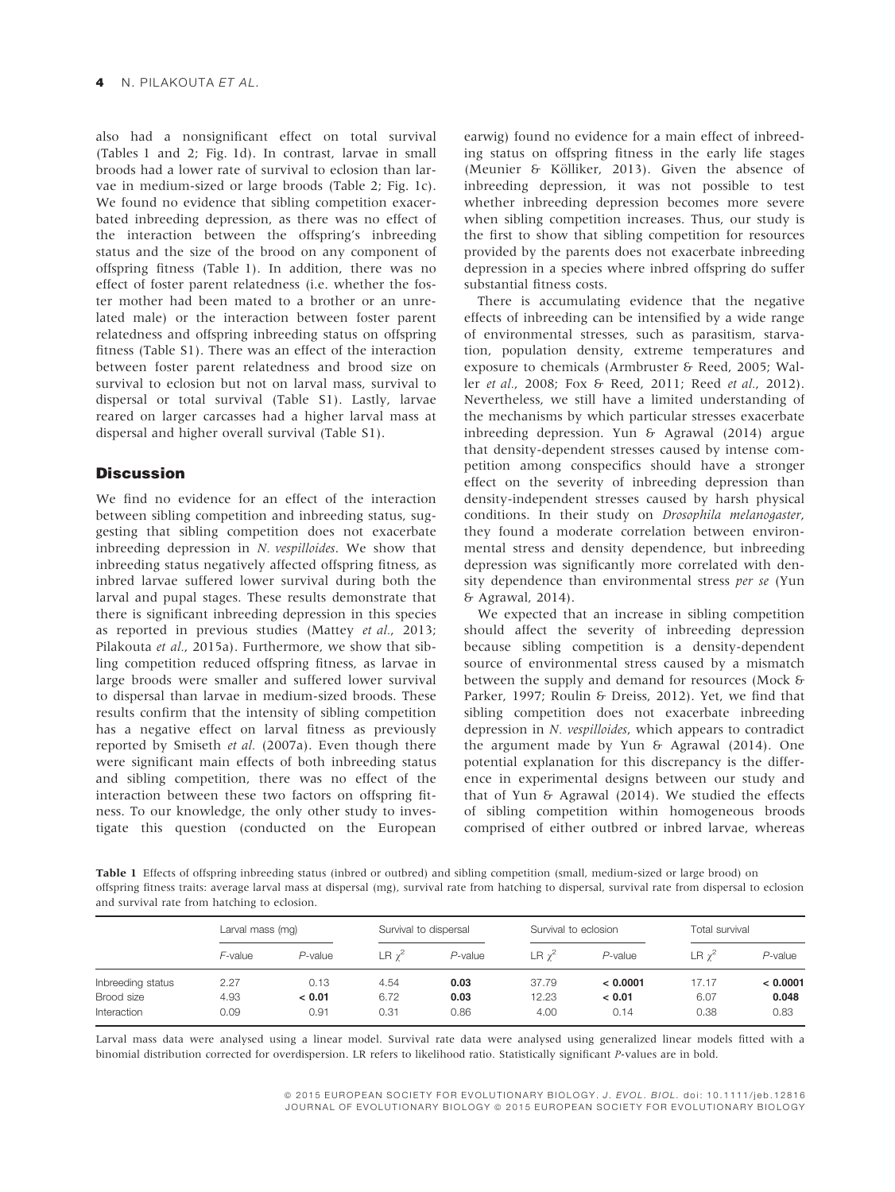also had a nonsignificant effect on total survival (Tables 1 and 2; Fig. 1d). In contrast, larvae in small broods had a lower rate of survival to eclosion than larvae in medium-sized or large broods (Table 2; Fig. 1c). We found no evidence that sibling competition exacerbated inbreeding depression, as there was no effect of the interaction between the offspring's inbreeding status and the size of the brood on any component of offspring fitness (Table 1). In addition, there was no effect of foster parent relatedness (i.e. whether the foster mother had been mated to a brother or an unrelated male) or the interaction between foster parent relatedness and offspring inbreeding status on offspring fitness (Table S1). There was an effect of the interaction between foster parent relatedness and brood size on survival to eclosion but not on larval mass, survival to dispersal or total survival (Table S1). Lastly, larvae reared on larger carcasses had a higher larval mass at dispersal and higher overall survival (Table S1).

## Discussion

We find no evidence for an effect of the interaction between sibling competition and inbreeding status, suggesting that sibling competition does not exacerbate inbreeding depression in *N. vespilloides*. We show that inbreeding status negatively affected offspring fitness, as inbred larvae suffered lower survival during both the larval and pupal stages. These results demonstrate that there is significant inbreeding depression in this species as reported in previous studies (Mattey *et al.*, 2013; Pilakouta *et al.*, 2015a). Furthermore, we show that sibling competition reduced offspring fitness, as larvae in large broods were smaller and suffered lower survival to dispersal than larvae in medium-sized broods. These results confirm that the intensity of sibling competition has a negative effect on larval fitness as previously reported by Smiseth *et al.* (2007a). Even though there were significant main effects of both inbreeding status and sibling competition, there was no effect of the interaction between these two factors on offspring fitness. To our knowledge, the only other study to investigate this question (conducted on the European earwig) found no evidence for a main effect of inbreeding status on offspring fitness in the early life stages (Meunier & Kölliker, 2013). Given the absence of inbreeding depression, it was not possible to test whether inbreeding depression becomes more severe when sibling competition increases. Thus, our study is the first to show that sibling competition for resources provided by the parents does not exacerbate inbreeding depression in a species where inbred offspring do suffer substantial fitness costs.

There is accumulating evidence that the negative effects of inbreeding can be intensified by a wide range of environmental stresses, such as parasitism, starvation, population density, extreme temperatures and exposure to chemicals (Armbruster & Reed, 2005; Waller *et al.*, 2008; Fox & Reed, 2011; Reed *et al.*, 2012). Nevertheless, we still have a limited understanding of the mechanisms by which particular stresses exacerbate inbreeding depression. Yun & Agrawal (2014) argue that density-dependent stresses caused by intense competition among conspecifics should have a stronger effect on the severity of inbreeding depression than density-independent stresses caused by harsh physical conditions. In their study on *Drosophila melanogaster*, they found a moderate correlation between environmental stress and density dependence, but inbreeding depression was significantly more correlated with density dependence than environmental stress *per se* (Yun & Agrawal, 2014).

We expected that an increase in sibling competition should affect the severity of inbreeding depression because sibling competition is a density-dependent source of environmental stress caused by a mismatch between the supply and demand for resources (Mock & Parker, 1997; Roulin & Dreiss, 2012). Yet, we find that sibling competition does not exacerbate inbreeding depression in *N. vespilloides*, which appears to contradict the argument made by Yun & Agrawal (2014). One potential explanation for this discrepancy is the difference in experimental designs between our study and that of Yun & Agrawal (2014). We studied the effects of sibling competition within homogeneous broods comprised of either outbred or inbred larvae, whereas

**Table 1** Effects of offspring inbreeding status (inbred or outbred) and sibling competition (small, medium-sized or large brood) on offspring fitness traits: average larval mass at dispersal (mg), survival rate from hatching to dispersal, survival rate from dispersal to eclosion and survival rate from hatching to eclosion.

| | Larval mass (mg) | | Survival to dispersal | | Survival to eclosion | | Total survival | |
|---|---|---|---|---|---|---|---|---|
| | *F*-value | *P*-value | LR $\chi^2$ | *P*-value | LR $\chi^2$ | *P*-value | LR $\chi^2$ | *P*-value |
| Inbreeding status | 2.27 | 0.13 | 4.54 | **0.03** | 37.79 | **< 0.0001** | 17.17 | **< 0.0001** |
| Brood size | 4.93 | **< 0.01** | 6.72 | **0.03** | 12.23 | **< 0.01** | 6.07 | **0.048** |
| Interaction | 0.09 | 0.91 | 0.31 | 0.86 | 4.00 | 0.14 | 0.38 | 0.83 |

Larval mass data were analysed using a linear model. Survival rate data were analysed using generalized linear models fitted with a binomial distribution corrected for overdispersion. LR refers to likelihood ratio. Statistically significant *P*-values are in bold.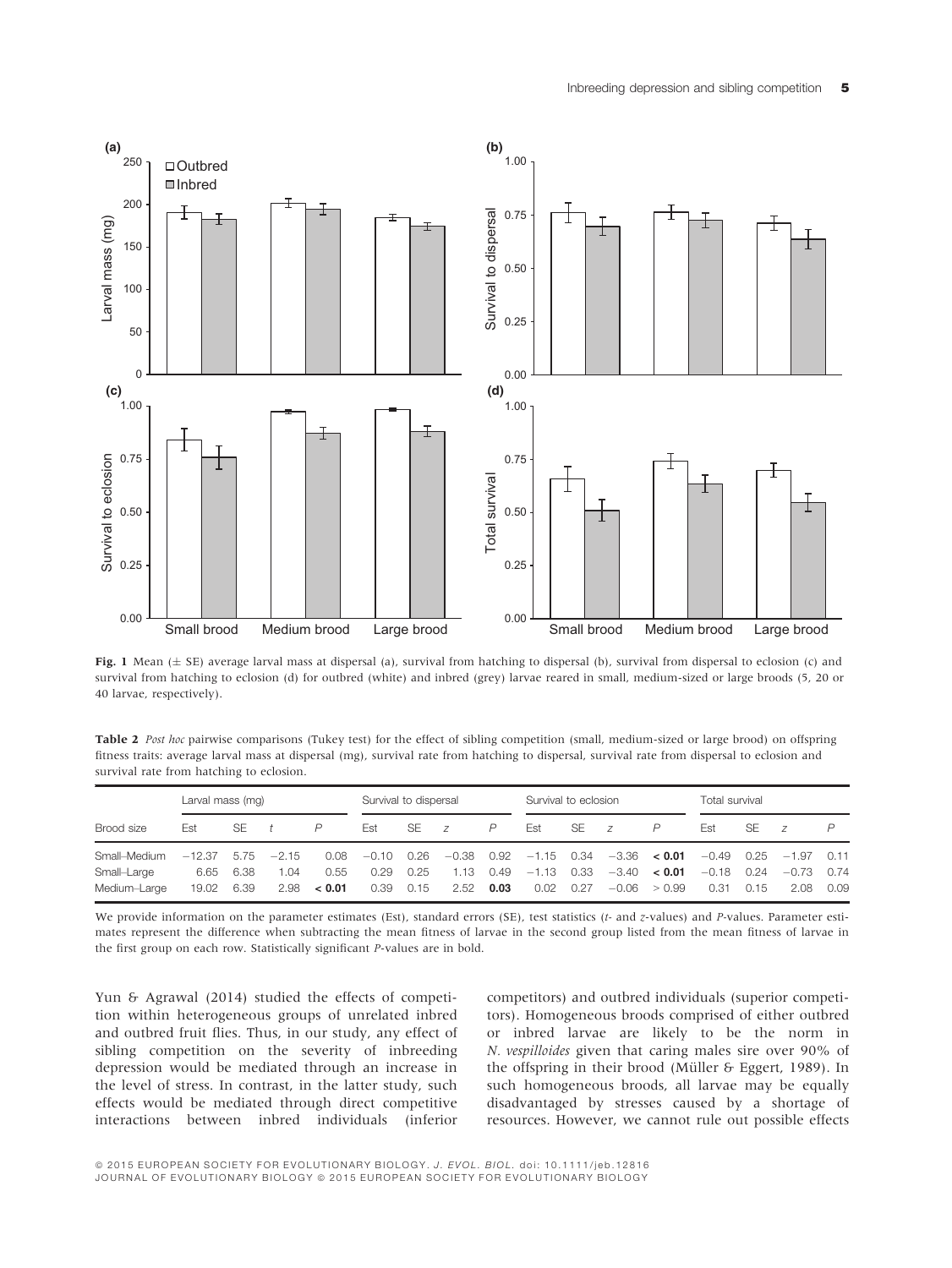**Fig. 1** Mean (± SE) average larval mass at dispersal (a), survival from hatching to dispersal (b), survival from dispersal to eclosion (c) and survival from hatching to eclosion (d) for outbred (white) and inbred (grey) larvae reared in small, medium-sized or large broods (5, 20 or 40 larvae, respectively).

**Table 2** *Post hoc* pairwise comparisons (Tukey test) for the effect of sibling competition (small, medium-sized or large brood) on offspring fitness traits: average larval mass at dispersal (mg), survival rate from hatching to dispersal, survival rate from dispersal to eclosion and survival rate from hatching to eclosion.

| Brood size | Larval mass (mg) | | | | Survival to dispersal | | | | Survival to eclosion | | | | Total survival | | | |
|---|---|---|---|---|---|---|---|---|---|---|---|---|---|---|---|---|
| | Est | SE | *t* | *P* | Est | SE | *z* | *P* | Est | SE | *z* | *P* | Est | SE | *z* | *P* |
| Small–Medium | −12.37 | 5.75 | −2.15 | 0.08 | −0.10 | 0.26 | −0.38 | 0.92 | −1.15 | 0.34 | −3.36 | **< 0.01** | −0.49 | 0.25 | −1.97 | 0.11 |
| Small–Large | 6.65 | 6.38 | 1.04 | 0.55 | 0.29 | 0.25 | 1.13 | 0.49 | −1.13 | 0.33 | −3.40 | **< 0.01** | −0.18 | 0.24 | −0.73 | 0.74 |
| Medium–Large | 19.02 | 6.39 | 2.98 | **< 0.01** | 0.39 | 0.15 | 2.52 | **0.03** | 0.02 | 0.27 | −0.06 | > 0.99 | 0.31 | 0.15 | 2.08 | 0.09 |

We provide information on the parameter estimates (Est), standard errors (SE), test statistics (*t*- and *z*-values) and *P*-values. Parameter estimates represent the difference when subtracting the mean fitness of larvae in the second group listed from the mean fitness of larvae in the first group on each row. Statistically significant *P*-values are in bold.

Yun & Agrawal (2014) studied the effects of competition within heterogeneous groups of unrelated inbred and outbred fruit flies. Thus, in our study, any effect of sibling competition on the severity of inbreeding depression would be mediated through an increase in the level of stress. In contrast, in the latter study, such effects would be mediated through direct competitive interactions between inbred individuals (inferior competitors) and outbred individuals (superior competitors). Homogeneous broods comprised of either outbred or inbred larvae are likely to be the norm in *N. vespilloides* given that caring males sire over 90% of the offspring in their brood (Müller & Eggert, 1989). In such homogeneous broods, all larvae may be equally disadvantaged by stresses caused by a shortage of resources. However, we cannot rule out possible effects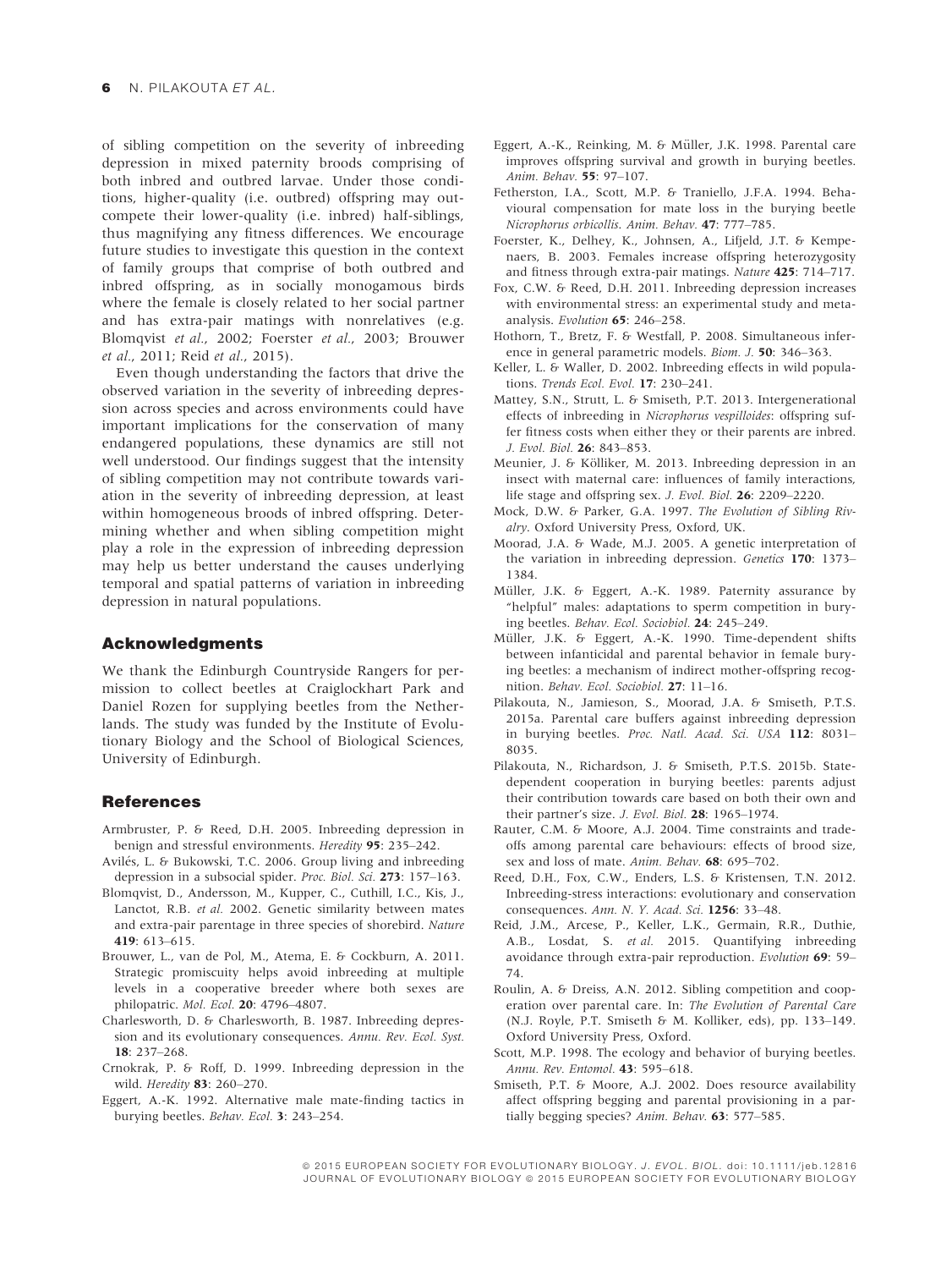of sibling competition on the severity of inbreeding depression in mixed paternity broods comprising of both inbred and outbred larvae. Under those conditions, higher-quality (i.e. outbred) offspring may outcompete their lower-quality (i.e. inbred) half-siblings, thus magnifying any fitness differences. We encourage future studies to investigate this question in the context of family groups that comprise of both outbred and inbred offspring, as in socially monogamous birds where the female is closely related to her social partner and has extra-pair matings with nonrelatives (e.g. Blomqvist *et al.*, 2002; Foerster *et al.*, 2003; Brouwer *et al.*, 2011; Reid *et al.*, 2015).

Even though understanding the factors that drive the observed variation in the severity of inbreeding depression across species and across environments could have important implications for the conservation of many endangered populations, these dynamics are still not well understood. Our findings suggest that the intensity of sibling competition may not contribute towards variation in the severity of inbreeding depression, at least within homogeneous broods of inbred offspring. Determining whether and when sibling competition might play a role in the expression of inbreeding depression may help us better understand the causes underlying temporal and spatial patterns of variation in inbreeding depression in natural populations.

## Acknowledgments

We thank the Edinburgh Countryside Rangers for permission to collect beetles at Craiglockhart Park and Daniel Rozen for supplying beetles from the Netherlands. The study was funded by the Institute of Evolutionary Biology and the School of Biological Sciences, University of Edinburgh.

## References

Armbruster, P. & Reed, D.H. 2005. Inbreeding depression in benign and stressful environments. *Heredity* **95**: 235–242.

Avilés, L. & Bukowski, T.C. 2006. Group living and inbreeding depression in a subsocial spider. *Proc. Biol. Sci.* **273**: 157–163.

Blomqvist, D., Andersson, M., Kupper, C., Cuthill, I.C., Kis, J., Lanctot, R.B. *et al.* 2002. Genetic similarity between mates and extra-pair parentage in three species of shorebird. *Nature* **419**: 613–615.

Brouwer, L., van de Pol, M., Atema, E. & Cockburn, A. 2011. Strategic promiscuity helps avoid inbreeding at multiple levels in a cooperative breeder where both sexes are philopatric. *Mol. Ecol.* **20**: 4796–4807.

Charlesworth, D. & Charlesworth, B. 1987. Inbreeding depression and its evolutionary consequences. *Annu. Rev. Ecol. Syst.* **18**: 237–268.

Crnokrak, P. & Roff, D. 1999. Inbreeding depression in the wild. *Heredity* **83**: 260–270.

Eggert, A.-K. 1992. Alternative male mate-finding tactics in burying beetles. *Behav. Ecol.* **3**: 243–254.

Eggert, A.-K., Reinking, M. & Müller, J.K. 1998. Parental care improves offspring survival and growth in burying beetles. *Anim. Behav.* **55**: 97–107.

Fetherston, I.A., Scott, M.P. & Traniello, J.F.A. 1994. Behavioural compensation for mate loss in the burying beetle *Nicrophorus orbicollis*. *Anim. Behav.* **47**: 777–785.

Foerster, K., Delhey, K., Johnsen, A., Lifjeld, J.T. & Kempenaers, B. 2003. Females increase offspring heterozygosity and fitness through extra-pair matings. *Nature* **425**: 714–717.

Fox, C.W. & Reed, D.H. 2011. Inbreeding depression increases with environmental stress: an experimental study and meta-analysis. *Evolution* **65**: 246–258.

Hothorn, T., Bretz, F. & Westfall, P. 2008. Simultaneous inference in general parametric models. *Biom. J.* **50**: 346–363.

Keller, L. & Waller, D. 2002. Inbreeding effects in wild populations. *Trends Ecol. Evol.* **17**: 230–241.

Mattey, S.N., Strutt, L. & Smiseth, P.T. 2013. Intergenerational effects of inbreeding in *Nicrophorus vespilloides*: offspring suffer fitness costs when either they or their parents are inbred. *J. Evol. Biol.* **26**: 843–853.

Meunier, J. & Kölliker, M. 2013. Inbreeding depression in an insect with maternal care: influences of family interactions, life stage and offspring sex. *J. Evol. Biol.* **26**: 2209–2220.

Mock, D.W. & Parker, G.A. 1997. *The Evolution of Sibling Rivalry*. Oxford University Press, Oxford, UK.

Moorad, J.A. & Wade, M.J. 2005. A genetic interpretation of the variation in inbreeding depression. *Genetics* **170**: 1373–1384.

Müller, J.K. & Eggert, A.-K. 1989. Paternity assurance by "helpful" males: adaptations to sperm competition in burying beetles. *Behav. Ecol. Sociobiol.* **24**: 245–249.

Müller, J.K. & Eggert, A.-K. 1990. Time-dependent shifts between infanticidal and parental behavior in female burying beetles: a mechanism of indirect mother-offspring recognition. *Behav. Ecol. Sociobiol.* **27**: 11–16.

Pilakouta, N., Jamieson, S., Moorad, J.A. & Smiseth, P.T.S. 2015a. Parental care buffers against inbreeding depression in burying beetles. *Proc. Natl. Acad. Sci. USA* **112**: 8031–8035.

Pilakouta, N., Richardson, J. & Smiseth, P.T.S. 2015b. State-dependent cooperation in burying beetles: parents adjust their contribution towards care based on both their own and their partner's size. *J. Evol. Biol.* **28**: 1965–1974.

Rauter, C.M. & Moore, A.J. 2004. Time constraints and trade-offs among parental care behaviours: effects of brood size, sex and loss of mate. *Anim. Behav.* **68**: 695–702.

Reed, D.H., Fox, C.W., Enders, L.S. & Kristensen, T.N. 2012. Inbreeding-stress interactions: evolutionary and conservation consequences. *Ann. N. Y. Acad. Sci.* **1256**: 33–48.

Reid, J.M., Arcese, P., Keller, L.K., Germain, R.R., Duthie, A.B., Losdat, S. *et al.* 2015. Quantifying inbreeding avoidance through extra-pair reproduction. *Evolution* **69**: 59–74.

Roulin, A. & Dreiss, A.N. 2012. Sibling competition and cooperation over parental care. In: *The Evolution of Parental Care* (N.J. Royle, P.T. Smiseth & M. Kolliker, eds), pp. 133–149. Oxford University Press, Oxford.

Scott, M.P. 1998. The ecology and behavior of burying beetles. *Annu. Rev. Entomol.* **43**: 595–618.

Smiseth, P.T. & Moore, A.J. 2002. Does resource availability affect offspring begging and parental provisioning in a partially begging species? *Anim. Behav.* **63**: 577–585.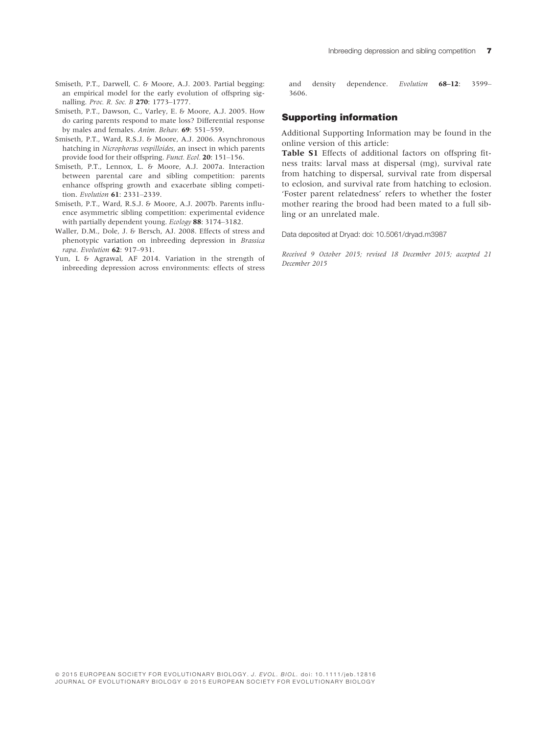Smiseth, P.T., Darwell, C. & Moore, A.J. 2003. Partial begging: an empirical model for the early evolution of offspring signalling. *Proc. R. Soc. B* **270**: 1773–1777.

Smiseth, P.T., Dawson, C., Varley, E. & Moore, A.J. 2005. How do caring parents respond to mate loss? Differential response by males and females. *Anim. Behav.* **69**: 551–559.

Smiseth, P.T., Ward, R.S.J. & Moore, A.J. 2006. Asynchronous hatching in *Nicrophorus vespilloides*, an insect in which parents provide food for their offspring. *Funct. Ecol.* **20**: 151–156.

Smiseth, P.T., Lennox, L. & Moore, A.J. 2007a. Interaction between parental care and sibling competition: parents enhance offspring growth and exacerbate sibling competition. *Evolution* **61**: 2331–2339.

Smiseth, P.T., Ward, R.S.J. & Moore, A.J. 2007b. Parents influence asymmetric sibling competition: experimental evidence with partially dependent young. *Ecology* **88**: 3174–3182.

Waller, D.M., Dole, J. & Bersch, AJ. 2008. Effects of stress and phenotypic variation on inbreeding depression in *Brassica rapa*. *Evolution* **62**: 917–931.

Yun, L & Agrawal, AF 2014. Variation in the strength of inbreeding depression across environments: effects of stress and density dependence. *Evolution* **68–12**: 3599–3606.

## Supporting information

Additional Supporting Information may be found in the online version of this article:

**Table S1** Effects of additional factors on offspring fitness traits: larval mass at dispersal (mg), survival rate from hatching to dispersal, survival rate from dispersal to eclosion, and survival rate from hatching to eclosion. 'Foster parent relatedness' refers to whether the foster mother rearing the brood had been mated to a full sibling or an unrelated male.

Data deposited at Dryad: doi: 10.5061/dryad.m3987

*Received 9 October 2015; revised 18 December 2015; accepted 21 December 2015*